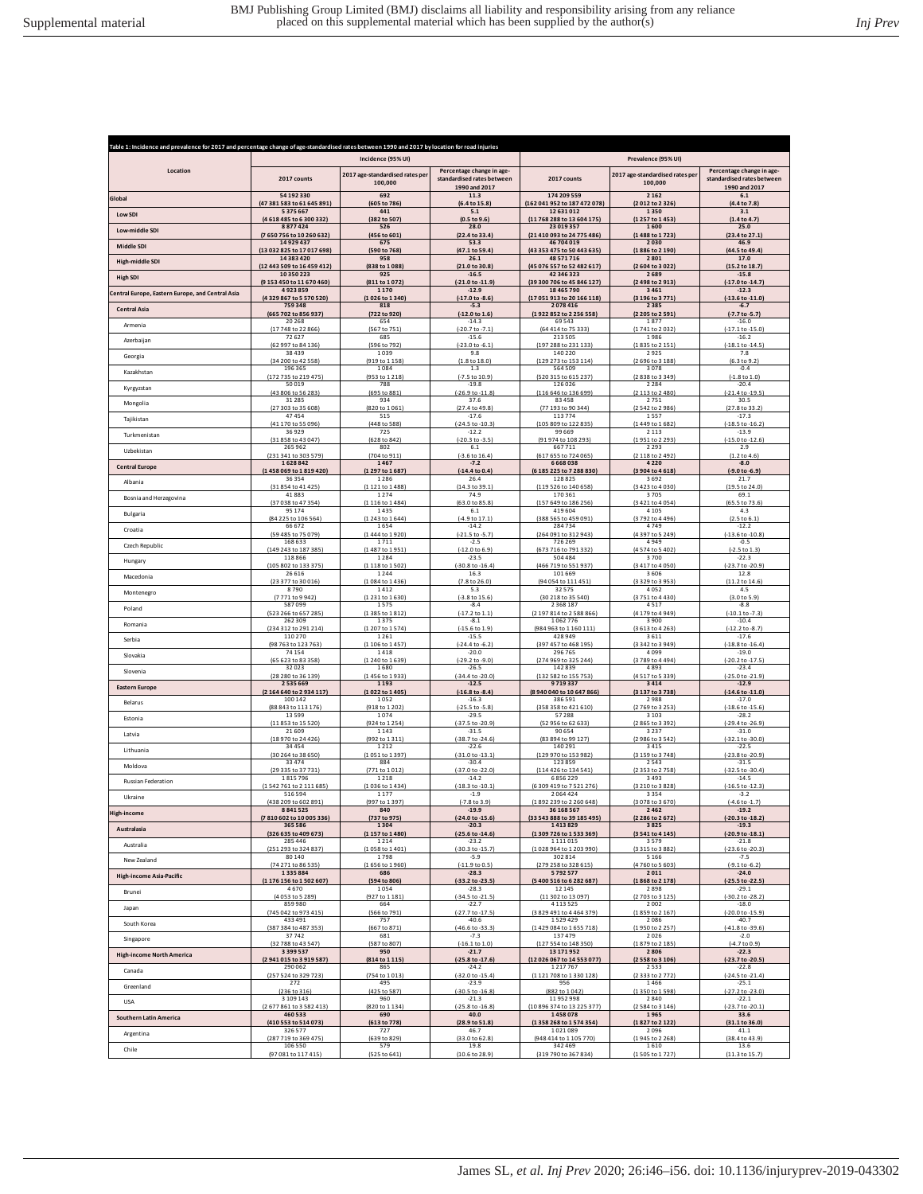Table 1: Incidence and prevalence for 2017 and percentage change of age-standardised rates between 1990 and 2017 by location for road injuries

| Location | Incidence (95% UI) | | | Prevalence (95% UI) | | |
|---|---|---|---|---|---|---|
| | 2017 counts | 2017 age-standardised rates per 100,000 | Percentage change in age-standardised rates between 1990 and 2017 | 2017 counts | 2017 age-standardised rates per 100,000 | Percentage change in age-standardised rates between 1990 and 2017 |
| **Global** | **54 192 330 (47 381 583 to 61 645 891)** | **692 (605 to 786)** | **11.3 (6.4 to 15.8)** | **174 209 559 (162 041 952 to 187 472 078)** | **2 162 (2 012 to 2 326)** | **6.1 (4.4 to 7.8)** |
| **Low SDI** | **5 375 667 (4 618 485 to 6 300 332)** | **441 (382 to 507)** | **5.1 (0.5 to 9.6)** | **12 631 012 (11 768 288 to 13 604 175)** | **1 350 (1 257 to 1 453)** | **3.1 (1.4 to 4.7)** |
| **Low-middle SDI** | **8 877 424 (7 650 756 to 10 260 632)** | **526 (456 to 601)** | **28.0 (22.4 to 33.4)** | **23 019 357 (21 410 093 to 24 775 486)** | **1 600 (1 488 to 1 723)** | **25.0 (23.4 to 27.1)** |
| **Middle SDI** | **14 929 437 (13 032 825 to 17 017 698)** | **675 (590 to 768)** | **53.3 (47.1 to 59.4)** | **46 704 019 (43 353 475 to 50 443 635)** | **2 030 (1 886 to 2 190)** | **46.9 (44.5 to 49.4)** |
| **High-middle SDI** | **14 383 420 (12 443 509 to 16 459 412)** | **958 (838 to 1 088)** | **26.1 (21.0 to 30.8)** | **48 571 716 (45 076 557 to 52 482 617)** | **2 801 (2 604 to 3 022)** | **17.0 (15.2 to 18.7)** |
| **High SDI** | **10 350 223 (9 153 450 to 11 670 460)** | **925 (811 to 1 072)** | **-16.5 (-21.0 to -11.9)** | **42 346 323 (39 300 706 to 45 846 127)** | **2 689 (2 498 to 2 913)** | **-15.8 (-17.0 to -14.7)** |
| **Central Europe, Eastern Europe, and Central Asia** | **4 923 859 (4 329 867 to 5 570 520)** | **1 170 (1 026 to 1 340)** | **-12.9 (-17.0 to -8.6)** | **18 465 790 (17 051 913 to 20 166 118)** | **3 461 (3 196 to 3 771)** | **-12.3 (-13.6 to -11.0)** |
| **Central Asia** | **759 348 (665 702 to 856 937)** | **818 (722 to 920)** | **-5.3 (-12.0 to 1.6)** | **2 078 416 (1 922 852 to 2 256 558)** | **2 385 (2 205 to 2 591)** | **-6.7 (-7.7 to -5.7)** |
| Armenia | 20 268 (17 748 to 22 866) | 654 (567 to 751) | -14.3 (-20.7 to -7.1) | 69 543 (64 414 to 75 333) | 1 877 (1 741 to 2 032) | -16.0 (-17.1 to -15.0) |
| Azerbaijan | 72 627 (62 997 to 84 136) | 685 (596 to 792) | -15.6 (-23.0 to -6.1) | 213 505 (197 288 to 231 133) | 1 986 (1 835 to 2 151) | -16.2 (-18.1 to -14.5) |
| Georgia | 38 439 (34 200 to 42 558) | 1 039 (919 to 1 158) | 9.8 (1.8 to 18.0) | 140 220 (129 273 to 153 114) | 2 925 (2 696 to 3 188) | 7.8 (6.3 to 9.2) |
| Kazakhstan | 196 365 (172 735 to 219 475) | 1 084 (953 to 1 218) | 1.3 (-7.5 to 10.9) | 564 509 (520 315 to 615 237) | 3 078 (2 838 to 3 349) | -0.4 (-1.8 to 1.0) |
| Kyrgyzstan | 50 019 (43 806 to 56 283) | 788 (695 to 881) | -19.8 (-26.9 to -11.8) | 126 026 (116 646 to 136 699) | 2 284 (2 113 to 2 480) | -20.4 (-21.4 to -19.5) |
| Mongolia | 31 285 (27 303 to 35 608) | 934 (820 to 1 061) | 37.6 (27.4 to 49.8) | 83 458 (77 193 to 90 344) | 2 751 (2 542 to 2 986) | 30.5 (27.8 to 33.2) |
| Tajikistan | 47 454 (41 170 to 55 096) | 515 (448 to 588) | -17.6 (-24.5 to -10.3) | 113 774 (105 809 to 122 835) | 1 557 (1 449 to 1 682) | -17.3 (-18.5 to -16.2) |
| Turkmenistan | 36 929 (31 858 to 43 047) | 725 (628 to 842) | -12.2 (-20.3 to -3.5) | 99 669 (91 974 to 108 293) | 2 113 (1 951 to 2 293) | -13.9 (-15.0 to -12.6) |
| Uzbekistan | 265 962 (231 341 to 303 579) | 802 (704 to 911) | 6.1 (-3.6 to 16.4) | 667 711 (617 655 to 724 065) | 2 293 (2 118 to 2 492) | 2.9 (1.2 to 4.6) |
| **Central Europe** | **1 628 842 (1 458 069 to 1 819 420)** | **1 467 (1 297 to 1 687)** | **-7.2 (-14.4 to 0.4)** | **6 668 038 (6 185 225 to 7 288 830)** | **4 220 (3 904 to 4 618)** | **-8.0 (-9.0 to -6.9)** |
| Albania | 36 354 (31 854 to 41 425) | 1 286 (1 121 to 1 488) | 26.4 (14.3 to 39.1) | 128 825 (119 526 to 140 658) | 3 692 (3 423 to 4 030) | 21.7 (19.5 to 24.0) |
| Bosnia and Herzegovina | 41 883 (37 038 to 47 354) | 1 274 (1 116 to 1 484) | 74.9 (63.0 to 85.8) | 170 361 (157 649 to 186 256) | 3 705 (3 421 to 4 054) | 69.1 (65.5 to 73.6) |
| Bulgaria | 95 174 (84 225 to 106 564) | 1 435 (1 243 to 1 644) | 6.1 (-4.9 to 17.1) | 419 604 (388 565 to 459 091) | 4 105 (3 792 to 4 496) | 4.3 (2.5 to 6.1) |
| Croatia | 66 672 (59 485 to 75 079) | 1 654 (1 444 to 1 920) | -14.2 (-21.5 to -5.7) | 284 734 (264 091 to 312 943) | 4 749 (4 397 to 5 249) | -12.2 (-13.6 to -10.8) |
| Czech Republic | 168 633 (149 243 to 187 385) | 1 711 (1 487 to 1 951) | -2.5 (-12.0 to 6.9) | 726 269 (673 716 to 791 332) | 4 949 (4 574 to 5 402) | -0.5 (-2.5 to 1.3) |
| Hungary | 118 866 (105 802 to 133 375) | 1 284 (1 118 to 1 502) | -23.5 (-30.8 to -16.4) | 504 484 (466 719 to 551 937) | 3 700 (3 417 to 4 050) | -22.3 (-23.7 to -20.9) |
| Macedonia | 26 616 (23 377 to 30 016) | 1 244 (1 084 to 1 436) | 16.3 (7.8 to 26.0) | 101 669 (94 054 to 111 451) | 3 606 (3 329 to 3 953) | 12.8 (11.2 to 14.6) |
| Montenegro | 8 790 (7 771 to 9 942) | 1 412 (1 231 to 1 630) | 5.3 (-3.8 to 15.6) | 32 575 (30 218 to 35 540) | 4 052 (3 751 to 4 430) | 4.5 (3.0 to 5.9) |
| Poland | 587 099 (523 266 to 657 285) | 1 575 (1 385 to 1 812) | -8.4 (-17.2 to 1.1) | 2 368 187 (2 197 814 to 2 588 866) | 4 517 (4 179 to 4 949) | -8.8 (-10.1 to -7.3) |
| Romania | 262 309 (234 312 to 291 214) | 1 375 (1 207 to 1 574) | -8.1 (-15.6 to 1.9) | 1 062 776 (984 963 to 1 160 111) | 3 900 (3 613 to 4 263) | -10.4 (-12.2 to -8.7) |
| Serbia | 110 270 (98 763 to 123 763) | 1 261 (1 106 to 1 457) | -15.5 (-24.4 to -6.2) | 428 949 (397 457 to 468 195) | 3 611 (3 342 to 3 949) | -17.6 (-18.8 to -16.4) |
| Slovakia | 74 154 (65 623 to 83 358) | 1 418 (1 240 to 1 639) | -20.0 (-29.2 to -9.0) | 296 765 (274 969 to 325 244) | 4 099 (3 789 to 4 494) | -19.0 (-20.2 to -17.5) |
| Slovenia | 32 023 (28 280 to 36 139) | 1 680 (1 456 to 1 933) | -26.5 (-34.4 to -20.0) | 142 839 (132 582 to 155 753) | 4 893 (4 517 to 5 339) | -23.4 (-25.0 to -21.9) |
| **Eastern Europe** | **2 535 669 (2 164 640 to 2 934 117)** | **1 193 (1 022 to 1 405)** | **-12.5 (-16.8 to -8.4)** | **9 719 337 (8 940 040 to 10 647 866)** | **3 414 (3 137 to 3 738)** | **-12.9 (-14.6 to -11.0)** |
| Belarus | 100 142 (88 843 to 113 176) | 1 052 (918 to 1 202) | -16.3 (-25.5 to -5.8) | 386 591 (358 358 to 421 610) | 2 988 (2 769 to 3 253) | -17.0 (-18.6 to -15.6) |
| Estonia | 13 599 (11 853 to 15 520) | 1 074 (924 to 1 254) | -29.5 (-37.5 to -20.9) | 57 288 (52 956 to 62 633) | 3 103 (2 865 to 3 392) | -28.2 (-29.4 to -26.9) |
| Latvia | 21 609 (18 970 to 24 426) | 1 143 (992 to 1 311) | -31.5 (-38.7 to -24.6) | 90 654 (83 894 to 99 127) | 3 237 (2 986 to 3 542) | -31.0 (-32.1 to -30.0) |
| Lithuania | 34 454 (30 264 to 38 650) | 1 212 (1 051 to 1 397) | -22.6 (-31.0 to -13.1) | 140 291 (129 970 to 153 982) | 3 415 (3 159 to 3 748) | -22.5 (-23.8 to -20.9) |
| Moldova | 33 474 (29 335 to 37 731) | 884 (771 to 1 012) | -30.4 (-37.0 to -22.0) | 123 859 (114 426 to 134 541) | 2 543 (2 353 to 2 758) | -31.5 (-32.5 to -30.4) |
| Russian Federation | 1 815 796 (1 542 761 to 2 111 685) | 1 218 (1 036 to 1 434) | -14.2 (-18.3 to -10.1) | 6 856 229 (6 309 419 to 7 521 276) | 3 493 (3 210 to 3 828) | -14.5 (-16.5 to -12.3) |
| Ukraine | 516 594 (438 209 to 602 891) | 1 177 (997 to 1 397) | -1.9 (-7.8 to 3.9) | 2 064 424 (1 892 239 to 2 260 648) | 3 354 (3 078 to 3 670) | -3.2 (-4.6 to -1.7) |
| **High-income** | **8 841 525 (7 810 602 to 10 005 336)** | **840 (737 to 975)** | **-19.9 (-24.0 to -15.6)** | **36 168 567 (33 543 888 to 39 185 495)** | **2 462 (2 286 to 2 672)** | **-19.2 (-20.3 to -18.2)** |
| **Australasia** | **365 586 (326 635 to 409 673)** | **1 304 (1 157 to 1 480)** | **-20.3 (-25.6 to -14.6)** | **1 413 829 (1 309 726 to 1 533 369)** | **3 825 (3 541 to 4 145)** | **-19.3 (-20.9 to -18.1)** |
| Australia | 285 446 (251 293 to 324 837) | 1 214 (1 058 to 1 401) | -23.2 (-30.3 to -15.7) | 1 111 015 (1 028 964 to 1 203 990) | 3 579 (3 315 to 3 882) | -21.8 (-23.6 to -20.3) |
| New Zealand | 80 140 (74 271 to 86 535) | 1 798 (1 656 to 1 960) | -5.9 (-11.9 to 0.5) | 302 814 (279 258 to 328 615) | 5 166 (4 760 to 5 603) | -7.5 (-9.1 to -6.2) |
| **High-income Asia-Pacific** | **1 335 884 (1 176 156 to 1 502 607)** | **686 (594 to 806)** | **-28.3 (-33.2 to -23.5)** | **5 792 577 (5 400 516 to 6 282 687)** | **2 011 (1 868 to 2 178)** | **-24.0 (-25.5 to -22.5)** |
| Brunei | 4 670 (4 053 to 5 289) | 1 054 (927 to 1 181) | -28.3 (-34.5 to -21.5) | 12 145 (11 302 to 13 097) | 2 898 (2 703 to 3 125) | -29.1 (-30.2 to -28.2) |
| Japan | 859 980 (745 042 to 973 415) | 664 (566 to 791) | -22.7 (-27.7 to -17.5) | 4 113 525 (3 829 491 to 4 464 379) | 2 002 (1 859 to 2 167) | -18.0 (-20.0 to -15.9) |
| South Korea | 433 491 (387 384 to 487 353) | 757 (667 to 871) | -40.6 (-46.6 to -33.3) | 1 529 429 (1 429 084 to 1 655 718) | 2 086 (1 950 to 2 257) | -40.7 (-41.8 to -39.6) |
| Singapore | 37 742 (32 788 to 43 547) | 681 (587 to 807) | -7.3 (-16.1 to 1.0) | 137 479 (127 554 to 148 350) | 2 026 (1 879 to 2 185) | -2.0 (-4.7 to 0.9) |
| **High-income North America** | **3 399 537 (2 941 015 to 3 919 587)** | **950 (814 to 1 115)** | **-21.7 (-25.8 to -17.6)** | **13 171 952 (12 026 067 to 14 553 077)** | **2 806 (2 558 to 3 106)** | **-22.3 (-23.7 to -20.5)** |
| Canada | 290 062 (257 524 to 329 723) | 865 (754 to 1 013) | -24.2 (-32.0 to -15.4) | 1 217 767 (1 121 708 to 1 330 128) | 2 533 (2 333 to 2 772) | -22.8 (-24.5 to -21.4) |
| Greenland | 272 (236 to 316) | 495 (425 to 587) | -23.9 (-30.5 to -16.8) | 956 (882 to 1 042) | 1 466 (1 350 to 1 598) | -25.1 (-27.2 to -23.0) |
| USA | 3 109 143 (2 677 861 to 3 582 413) | 960 (820 to 1 134) | -21.3 (-25.8 to -16.8) | 11 952 998 (10 896 374 to 13 225 377) | 2 840 (2 584 to 3 146) | -22.1 (-23.7 to -20.1) |
| **Southern Latin America** | **460 533 (410 553 to 514 073)** | **690 (613 to 778)** | **40.0 (28.9 to 51.8)** | **1 458 078 (1 358 268 to 1 574 354)** | **1 965 (1 827 to 2 122)** | **33.6 (31.1 to 36.0)** |
| Argentina | 326 577 (287 719 to 369 475) | 727 (639 to 829) | 46.7 (33.0 to 62.8) | 1 021 089 (948 414 to 1 105 770) | 2 096 (1 945 to 2 268) | 41.1 (38.4 to 43.9) |
| Chile | 106 550 (97 081 to 117 415) | 579 (525 to 641) | 19.8 (10.6 to 28.9) | 342 469 (319 790 to 367 834) | 1 610 (1 505 to 1 727) | 13.6 (11.3 to 15.7) |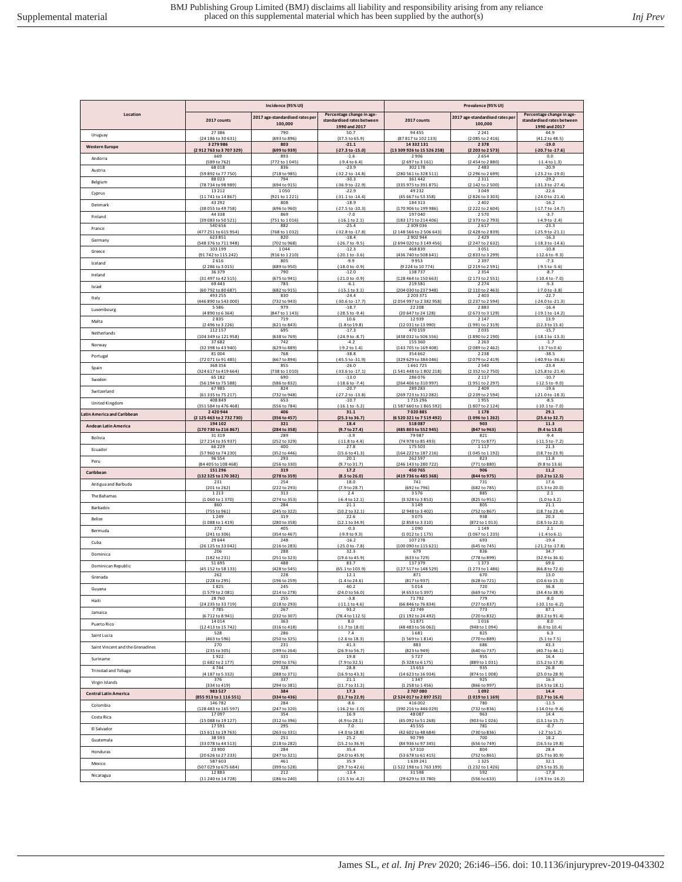| Location | Incidence (95% UI) | | | Prevalence (95% UI) | | |
|---|---|---|---|---|---|---|
| | 2017 counts | 2017 age-standardised rates per 100,000 | Percentage change in age-standardised rates between 1990 and 2017 | 2017 counts | 2017 age-standardised rates per 100,000 | Percentage change in age-standardised rates between 1990 and 2017 |
| Uruguay | 27 386 (24 186 to 30 631) | 790 (693 to 896) | 50.7 (37.5 to 65.9) | 94 455 (87 817 to 102 133) | 2 241 (2 085 to 2 416) | 44.9 (41.2 to 48.5) |
| **Western Europe** | **3 279 986 (2 912 763 to 3 707 329)** | **803 (699 to 939)** | **-21.1 (-27.3 to -15.0)** | **14 332 131 (13 309 926 to 15 526 258)** | **2 378 (2 203 to 2 573)** | **-19.0 (-20.7 to -17.6)** |
| Andorra | 669 (589 to 762) | 893 (772 to 1 045) | -1.6 (-9.4 to 6.4) | 2 906 (2 697 to 3 161) | 2 654 (2 454 to 2 880) | 0.0 (-1.4 to 1.3) |
| Austria | 68 018 (59 892 to 77 750) | 836 (718 to 985) | -23.9 (-32.2 to -14.8) | 302 178 (280 561 to 328 511) | 2 483 (2 296 to 2 699) | -20.9 (-23.2 to -19.0) |
| Belgium | 88 023 (78 734 to 98 989) | 794 (694 to 915) | -30.3 (-36.9 to -22.9) | 361 442 (335 975 to 391 875) | 2 311 (2 142 to 2 500) | -29.2 (-31.3 to -27.4) |
| Cyprus | 13 212 (11 741 to 14 867) | 1 050 (921 to 1 221) | -22.9 (-31.1 to -14.4) | 49 232 (45 667 to 53 358) | 3 049 (2 826 to 3 303) | -22.6 (-24.0 to -21.4) |
| Denmark | 43 292 (38 055 to 49 758) | 808 (696 to 960) | -18.9 (-27.5 to -10.3) | 184 313 (170 906 to 199 986) | 2 402 (2 222 to 2 604) | -16.2 (-17.7 to -14.7) |
| Finland | 44 338 (39 083 to 50 521) | 869 (751 to 1 016) | -7.0 (-16.1 to 2.1) | 197 040 (183 171 to 214 406) | 2 570 (2 373 to 2 793) | -3.7 (-4.9 to -2.4) |
| France | 540 656 (477 251 to 615 954) | 882 (768 to 1 032) | -25.4 (-32.8 to -17.8) | 2 309 036 (2 148 566 to 2 506 643) | 2 617 (2 428 to 2 839) | -23.3 (-25.9 to -21.1) |
| Germany | 623 851 (548 376 to 711 948) | 820 (702 to 968) | -18.4 (-26.7 to -9.5) | 2 902 944 (2 694 020 to 3 149 456) | 2 429 (2 247 to 2 632) | -16.3 (-18.3 to -14.6) |
| Greece | 103 199 (91 742 to 115 242) | 1 044 (916 to 1 210) | -12.3 (-20.1 to -3.6) | 468 839 (436 740 to 508 641) | 3 051 (2 833 to 3 299) | -10.8 (-12.6 to -9.3) |
| Iceland | 2 616 (2 286 to 3 015) | 805 (689 to 950) | -9.9 (-18.0 to -0.9) | 9 953 (9 224 to 10 774) | 2 397 (2 219 to 2 591) | -7.3 (-9.5 to -5.6) |
| Ireland | 36 379 (31 497 to 42 515) | 790 (675 to 941) | -12.0 (-21.0 to -0.9) | 138 737 (128 464 to 150 663) | 2 354 (2 173 to 2 551) | -8.7 (-10.4 to -7.0) |
| Israel | 69 443 (60 792 to 80 687) | 783 (682 to 915) | -6.1 (-15.1 to 3.1) | 219 581 (204 030 to 237 948) | 2 274 (2 110 to 2 463) | -5.3 (-7.0 to -3.8) |
| Italy | 493 255 (446 890 to 543 000) | 830 (732 to 943) | -24.4 (-30.6 to -17.7) | 2 203 371 (2 054 997 to 2 382 958) | 2 403 (2 237 to 2 594) | -22.7 (-24.0 to -21.3) |
| Luxembourg | 5 586 (4 890 to 6 364) | 979 (847 to 1 143) | -18.7 (-28.5 to -9.4) | 22 208 (20 647 to 24 128) | 2 883 (2 673 to 3 129) | -16.4 (-19.1 to -14.2) |
| Malta | 2 835 (2 496 to 3 226) | 719 (621 to 843) | 10.6 (1.8 to 19.8) | 12 939 (12 031 to 13 990) | 2 147 (1 991 to 2 319) | 13.9 (12.3 to 15.6) |
| Netherlands | 112 157 (104 349 to 121 958) | 695 (638 to 769) | -17.3 (-24.9 to -8.7) | 470 159 (438 032 to 506 556) | 2 035 (1 890 to 2 190) | -15.7 (-18.1 to -13.3) |
| Norway | 37 682 (32 398 to 43 940) | 742 (629 to 889) | -4.2 (-9.2 to 1.4) | 155 360 (143 705 to 169 408) | 2 263 (2 089 to 2 462) | -1.7 (-3.7 to 0.6) |
| Portugal | 81 004 (72 071 to 91 485) | 768 (667 to 894) | -38.8 (-45.5 to -31.9) | 354 662 (329 629 to 384 046) | 2 238 (2 079 to 2 419) | -38.5 (-40.9 to -36.6) |
| Spain | 368 356 (324 617 to 419 664) | 855 (738 to 1 010) | -26.0 (-33.6 to -17.1) | 1 661 725 (1 541 448 to 1 802 218) | 2 540 (2 352 to 2 750) | -23.4 (-25.8 to -21.4) |
| Sweden | 65 182 (56 194 to 75 588) | 690 (586 to 832) | -13.0 (-18.6 to -7.4) | 286 076 (264 406 to 310 997) | 2 117 (1 951 to 2 297) | -10.7 (-12.5 to -9.0) |
| Switzerland | 67 985 (61 335 to 75 217) | 824 (732 to 948) | -20.7 (-27.2 to -13.8) | 289 283 (269 723 to 312 082) | 2 409 (2 239 to 2 594) | -19.6 (-21.0 to -18.3) |
| United Kingdom | 408 849 (351 584 to 476 468) | 653 (556 to 784) | -10.7 (-16.1 to -5.2) | 1 715 296 (1 587 660 to 1 865 592) | 1 955 (1 807 to 2 124) | -8.5 (-10.1 to -7.0) |
| **Latin America and Caribbean** | **2 420 944 (2 125 463 to 2 732 730)** | **406 (356 to 457)** | **31.1 (25.3 to 36.7)** | **7 020 885 (6 520 321 to 7 519 492)** | **1 178 (1 096 to 1 262)** | **29.1 (25.6 to 32.7)** |
| **Andean Latin America** | **194 102 (170 730 to 216 867)** | **321 (284 to 358)** | **18.4 (9.7 to 27.4)** | **518 087 (485 803 to 552 945)** | **903 (847 to 963)** | **11.3 (9.4 to 13.0)** |
| Bolivia | 31 319 (27 214 to 35 937) | 289 (252 to 329) | -3.9 (-11.8 to 4.4) | 79 987 (74 978 to 85 493) | 821 (771 to 877) | -9.4 (-11.5 to -7.2) |
| Ecuador | 66 229 (57 960 to 74 230) | 400 (352 to 446) | 27.8 (15.6 to 41.3) | 175 503 (164 222 to 187 216) | 1 117 (1 045 to 1 192) | 21.3 (18.7 to 23.9) |
| Peru | 96 554 (84 405 to 108 468) | 293 (256 to 330) | 20.1 (9.7 to 31.7) | 262 597 (246 143 to 280 722) | 823 (771 to 880) | 11.8 (9.8 to 13.6) |
| **Caribbean** | **151 296 (132 325 to 170 382)** | **319 (278 to 359)** | **17.2 (8.5 to 26.0)** | **450 765 (419 736 to 485 368)** | **906 (844 to 975)** | **11.2 (10.2 to 12.5)** |
| Antigua and Barbuda | 231 (201 to 262) | 254 (222 to 293) | 18.0 (7.9 to 28.7) | 741 (692 to 796) | 731 (682 to 785) | 17.6 (15.3 to 20.0) |
| The Bahamas | 1 213 (1 060 to 1 370) | 313 (274 to 353) | 2.4 (-6.4 to 12.1) | 3 576 (3 328 to 3 853) | 885 (825 to 951) | 2.1 (1.0 to 3.2) |
| Barbados | 860 (755 to 961) | 284 (245 to 322) | 21.1 (10.2 to 32.1) | 3 149 (2 948 to 3 402) | 805 (752 to 867) | 21.1 (18.7 to 23.4) |
| Belize | 1 249 (1 088 to 1 419) | 319 (280 to 358) | 22.6 (12.1 to 34.9) | 3 075 (2 858 to 3 310) | 938 (872 to 1 013) | 20.3 (18.5 to 22.3) |
| Bermuda | 272 (241 to 306) | 405 (354 to 467) | -0.3 (-9.9 to 9.3) | 1 090 (1 012 to 1 175) | 1 149 (1 067 to 1 235) | 2.1 (-1.4 to 6.1) |
| Cuba | 29 644 (26 125 to 33 042) | 248 (216 to 283) | -16.2 (-25.0 to -7.8) | 107 278 (100 090 to 115 621) | 693 (645 to 745) | -19.4 (-21.2 to -17.8) |
| Dominica | 206 (182 to 231) | 288 (251 to 323) | 32.3 (19.6 to 45.9) | 679 (633 to 729) | 836 (778 to 899) | 34.7 (32.9 to 36.6) |
| Dominican Republic | 51 695 (45 152 to 58 133) | 488 (428 to 545) | 83.7 (65.1 to 103.9) | 137 379 (127 517 to 148 529) | 1 373 (1 273 to 1 486) | 69.6 (66.8 to 72.6) |
| Grenada | 262 (228 to 295) | 228 (196 to 259) | 12.1 (1.4 to 24.6) | 871 (817 to 937) | 670 (628 to 721) | 13.0 (10.6 to 15.3) |
| Guyana | 1 825 (1 579 to 2 081) | 245 (214 to 278) | 40.2 (24.0 to 56.0) | 5 014 (4 653 to 5 397) | 720 (669 to 774) | 36.8 (34.4 to 38.9) |
| Haiti | 28 760 (24 235 to 33 719) | 255 (218 to 293) | -3.8 (-11.1 to 4.6) | 71 792 (66 846 to 76 834) | 779 (727 to 837) | -8.0 (-10.1 to -6.2) |
| Jamaica | 7 785 (6 712 to 8 941) | 267 (232 to 307) | 93.2 (78.4 to 112.5) | 22 749 (21 192 to 24 492) | 773 (720 to 832) | 87.1 (83.2 to 91.4) |
| Puerto Rico | 14 014 (12 413 to 15 742) | 363 (316 to 418) | 8.0 (-1.7 to 18.0) | 51 871 (48 483 to 56 062) | 1 016 (948 to 1 094) | 8.0 (6.0 to 10.4) |
| Saint Lucia | 528 (463 to 596) | 286 (250 to 325) | 7.4 (-2.6 to 18.3) | 1 681 (1 569 to 1 814) | 825 (770 to 889) | 6.3 (5.1 to 7.5) |
| Saint Vincent and the Grenadines | 270 (235 to 305) | 231 (199 to 264) | 41.3 (26.9 to 56.7) | 883 (823 to 949) | 686 (640 to 737) | 43.3 (40.7 to 46.1) |
| Suriname | 1 922 (1 682 to 2 177) | 331 (290 to 376) | 19.8 (7.9 to 32.5) | 5 727 (5 328 to 6 175) | 955 (889 to 1 031) | 16.4 (15.2 to 17.8) |
| Trinidad and Tobago | 4 744 (4 187 to 5 332) | 328 (288 to 371) | 28.8 (16.9 to 43.3) | 15 653 (14 623 to 16 934) | 935 (874 to 1 008) | 26.8 (25.0 to 28.9) |
| Virgin Islands | 376 (334 to 419) | 337 (294 to 381) | 21.1 (11.7 to 31.2) | 1 347 (1 258 to 1 456) | 925 (866 to 997) | 16.3 (14.5 to 18.1) |
| **Central Latin America** | **983 527 (855 913 to 1 116 551)** | **384 (334 to 436)** | **17.3 (11.7 to 22.9)** | **2 707 080 (2 524 017 to 2 897 252)** | **1 092 (1 019 to 1 169)** | **14.4 (12.7 to 16.4)** |
| Colombia | 146 782 (128 483 to 165 597) | 284 (247 to 320) | -8.6 (-16.2 to -1.0) | 416 002 (390 216 to 446 029) | 780 (732 to 836) | -11.5 (-14.0 to -9.4) |
| Costa Rica | 17 097 (15 088 to 19 127) | 354 (312 to 396) | 16.9 (4.9 to 28.1) | 48 087 (45 092 to 51 268) | 963 (903 to 1 026) | 14.4 (13.1 to 15.7) |
| El Salvador | 17 591 (15 611 to 19 763) | 295 (263 to 331) | 7.0 (-4.0 to 18.8) | 45 555 (42 602 to 48 684) | 781 (730 to 836) | -0.7 (-2.7 to 1.2) |
| Guatemala | 38 593 (33 078 to 44 513) | 251 (218 to 282) | 25.2 (15.2 to 36.9) | 90 799 (84 936 to 97 345) | 700 (656 to 749) | 18.2 (16.5 to 19.8) |
| Honduras | 23 900 (20 626 to 27 233) | 284 (247 to 321) | 35.4 (24.0 to 45.9) | 57 310 (53 678 to 61 415) | 804 (752 to 861) | 28.4 (25.7 to 30.9) |
| Mexico | 587 603 (507 029 to 675 684) | 461 (399 to 528) | 35.9 (29.7 to 42.6) | 1 639 241 (1 522 198 to 1 763 199) | 1 325 (1 232 to 1 426) | 32.1 (29.5 to 35.3) |
| Nicaragua | 12 883 (11 240 to 14 728) | 212 (186 to 240) | -13.4 (-21.5 to -4.2) | 31 598 (29 629 to 33 780) | 592 (556 to 633) | -17.8 (-19.3 to -16.2) |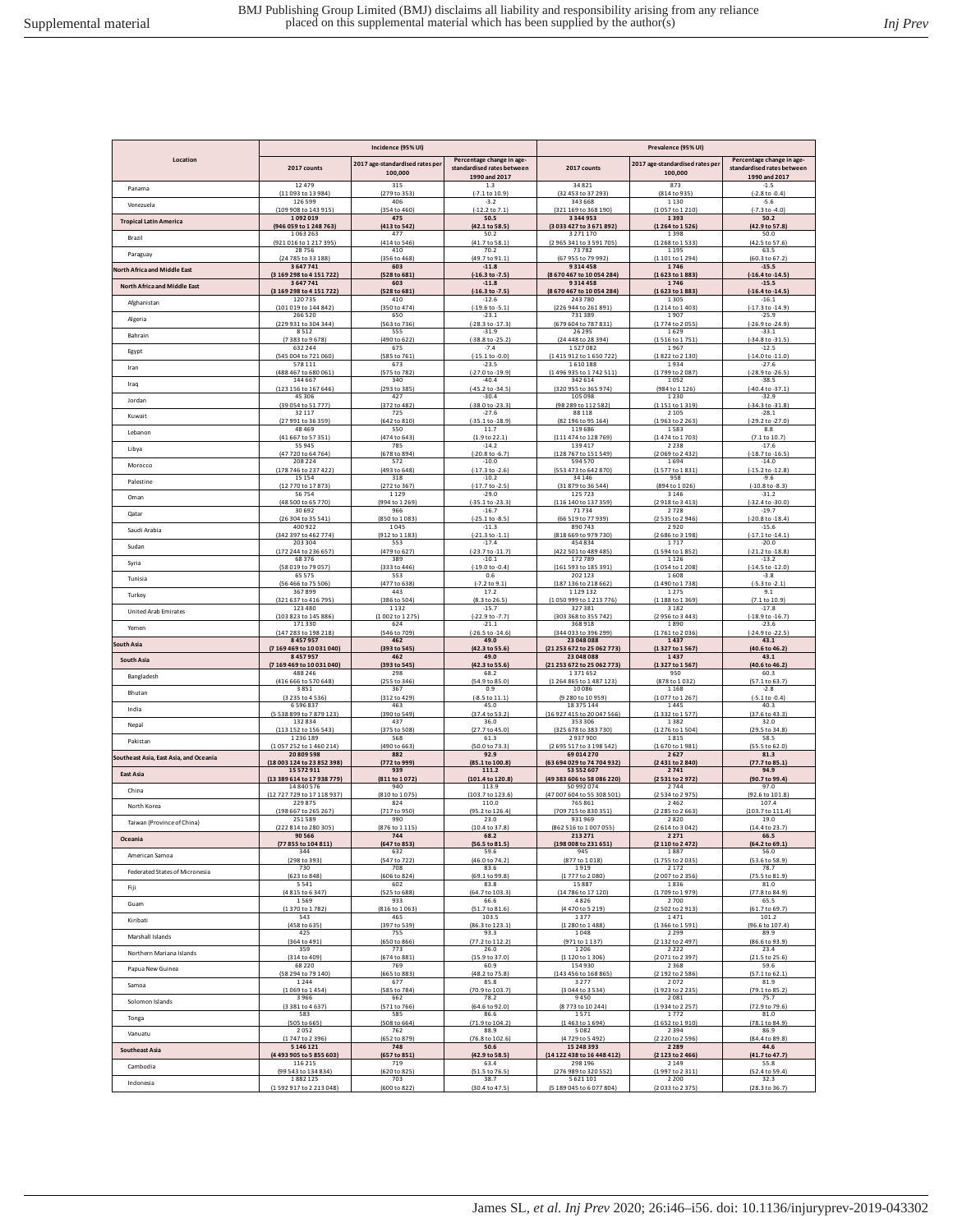| Location | Incidence (95% UI) | | | Prevalence (95% UI) | | |
|---|---|---|---|---|---|---|
| | 2017 counts | 2017 age-standardised rates per 100,000 | Percentage change in age-standardised rates between 1990 and 2017 | 2017 counts | 2017 age-standardised rates per 100,000 | Percentage change in age-standardised rates between 1990 and 2017 |
| Panama | 12 479 (11 093 to 13 984) | 315 (279 to 353) | 1.3 (-7.1 to 10.9) | 34 821 (32 453 to 37 293) | 873 (814 to 935) | -1.5 (-2.8 to -0.4) |
| Venezuela | 126 599 (109 908 to 143 915) | 406 (354 to 460) | -3.2 (-12.2 to 7.1) | 343 668 (321 169 to 368 190) | 1 130 (1 057 to 1 210) | -5.6 (-7.3 to -4.0) |
| **Tropical Latin America** | **1 092 019 (946 059 to 1 248 763)** | **475 (413 to 542)** | **50.5 (42.1 to 58.5)** | **3 344 953 (3 033 427 to 3 671 892)** | **1 393 (1 264 to 1 526)** | **50.2 (42.9 to 57.8)** |
| Brazil | 1 063 263 (921 016 to 1 217 395) | 477 (414 to 546) | 50.2 (41.7 to 58.1) | 3 271 170 (2 965 341 to 3 591 705) | 1 398 (1 268 to 1 533) | 50.0 (42.5 to 57.6) |
| Paraguay | 28 756 (24 785 to 33 188) | 410 (356 to 468) | 70.2 (49.7 to 91.1) | 73 782 (67 955 to 79 992) | 1 195 (1 101 to 1 294) | 63.5 (60.3 to 67.2) |
| **North Africa and Middle East** | **3 647 741 (3 169 298 to 4 151 722)** | **603 (528 to 681)** | **-11.8 (-16.3 to -7.5)** | **9 314 458 (8 670 467 to 10 054 284)** | **1 746 (1 623 to 1 883)** | **-15.5 (-16.4 to -14.5)** |
| **North Africa and Middle East** | **3 647 741 (3 169 298 to 4 151 722)** | **603 (528 to 681)** | **-11.8 (-16.3 to -7.5)** | **9 314 458 (8 670 467 to 10 054 284)** | **1 746 (1 623 to 1 883)** | **-15.5 (-16.4 to -14.5)** |
| Afghanistan | 120 735 (101 019 to 144 842) | 410 (350 to 474) | -12.6 (-19.6 to -5.1) | 243 780 (226 944 to 261 891) | 1 305 (1 214 to 1 403) | -16.1 (-17.3 to -14.9) |
| Algeria | 266 520 (229 931 to 304 344) | 650 (563 to 736) | -23.1 (-28.3 to -17.3) | 731 389 (679 604 to 787 831) | 1 907 (1 774 to 2 055) | -25.9 (-26.9 to -24.9) |
| Bahrain | 8 512 (7 383 to 9 678) | 555 (490 to 622) | -31.9 (-38.8 to -25.2) | 26 295 (24 448 to 28 394) | 1 629 (1 516 to 1 751) | -33.1 (-34.8 to -31.5) |
| Egypt | 632 244 (545 004 to 721 060) | 675 (585 to 761) | -7.4 (-15.1 to -0.0) | 1 527 082 (1 415 912 to 1 650 722) | 1 967 (1 822 to 2 130) | -12.5 (-14.0 to -11.0) |
| Iran | 578 111 (488 467 to 680 061) | 673 (575 to 782) | -23.5 (-27.0 to -19.9) | 1 610 188 (1 496 935 to 1 742 511) | 1 934 (1 799 to 2 087) | -27.6 (-28.9 to -26.5) |
| Iraq | 144 667 (123 156 to 167 646) | 340 (293 to 385) | -40.4 (-45.2 to -34.5) | 342 614 (320 955 to 365 974) | 1 052 (984 to 1 126) | -38.5 (-40.4 to -37.1) |
| Jordan | 45 306 (39 054 to 51 777) | 427 (372 to 482) | -30.4 (-38.0 to -23.3) | 105 098 (98 289 to 112 582) | 1 230 (1 151 to 1 319) | -32.9 (-34.3 to -31.8) |
| Kuwait | 32 117 (27 991 to 36 359) | 725 (642 to 810) | -27.6 (-35.1 to -18.9) | 88 118 (82 196 to 95 164) | 2 105 (1 963 to 2 263) | -28.1 (-29.2 to -27.0) |
| Lebanon | 48 469 (41 667 to 57 351) | 550 (474 to 643) | 11.7 (1.9 to 22.1) | 119 686 (111 474 to 128 769) | 1 583 (1 474 to 1 703) | 8.8 (7.1 to 10.7) |
| Libya | 55 945 (47 720 to 64 764) | 785 (678 to 894) | -14.2 (-20.8 to -6.7) | 139 417 (128 767 to 151 549) | 2 238 (2 069 to 2 432) | -17.6 (-18.7 to -16.5) |
| Morocco | 208 224 (178 746 to 237 422) | 572 (493 to 648) | -10.0 (-17.3 to -2.6) | 594 570 (553 473 to 642 870) | 1 694 (1 577 to 1 831) | -14.0 (-15.2 to -12.8) |
| Palestine | 15 154 (12 770 to 17 873) | 318 (272 to 367) | -10.2 (-17.7 to -2.5) | 34 146 (31 879 to 36 544) | 958 (894 to 1 026) | -9.6 (-10.8 to -8.3) |
| Oman | 56 754 (48 500 to 65 770) | 1 129 (994 to 1 269) | -29.0 (-35.1 to -23.3) | 125 723 (116 140 to 137 359) | 3 146 (2 918 to 3 413) | -31.2 (-32.4 to -30.0) |
| Qatar | 30 692 (26 304 to 35 541) | 966 (850 to 1 083) | -16.7 (-25.1 to -8.5) | 71 734 (66 519 to 77 939) | 2 728 (2 535 to 2 946) | -19.7 (-20.8 to -18.4) |
| Saudi Arabia | 400 922 (342 397 to 462 774) | 1 045 (912 to 1 183) | -11.3 (-21.3 to -1.1) | 890 743 (818 669 to 979 730) | 2 920 (2 686 to 3 198) | -15.6 (-17.1 to -14.1) |
| Sudan | 203 304 (172 244 to 236 657) | 553 (479 to 627) | -17.4 (-23.7 to -11.7) | 454 834 (422 501 to 489 485) | 1 717 (1 594 to 1 852) | -20.0 (-21.2 to -18.8) |
| Syria | 68 376 (58 019 to 79 057) | 389 (333 to 446) | -10.1 (-19.0 to -0.4) | 172 789 (161 593 to 185 391) | 1 126 (1 054 to 1 208) | -13.2 (-14.5 to -12.0) |
| Tunisia | 65 575 (56 466 to 75 506) | 553 (477 to 638) | 0.6 (-7.2 to 9.1) | 202 123 (187 136 to 218 662) | 1 608 (1 490 to 1 738) | -3.8 (-5.3 to -2.1) |
| Turkey | 367 899 (321 637 to 416 795) | 443 (386 to 504) | 17.2 (8.3 to 26.5) | 1 129 132 (1 050 999 to 1 213 776) | 1 275 (1 188 to 1 369) | 9.1 (7.1 to 10.9) |
| United Arab Emirates | 123 480 (103 823 to 145 886) | 1 132 (1 002 to 1 275) | -15.7 (-22.9 to -7.7) | 327 381 (303 368 to 355 742) | 3 182 (2 956 to 3 443) | -17.8 (-18.9 to -16.7) |
| Yemen | 171 330 (147 283 to 198 218) | 624 (546 to 709) | -21.1 (-26.5 to -14.6) | 368 918 (344 033 to 396 299) | 1 890 (1 761 to 2 036) | -23.6 (-24.9 to -22.5) |
| **South Asia** | **8 457 957 (7 169 469 to 10 031 040)** | **462 (393 to 545)** | **49.0 (42.3 to 55.6)** | **23 048 088 (21 253 672 to 25 062 773)** | **1 437 (1 327 to 1 567)** | **43.1 (40.6 to 46.2)** |
| **South Asia** | **8 457 957 (7 169 469 to 10 031 040)** | **462 (393 to 545)** | **49.0 (42.3 to 55.6)** | **23 048 088 (21 253 672 to 25 062 773)** | **1 437 (1 327 to 1 567)** | **43.1 (40.6 to 46.2)** |
| Bangladesh | 488 246 (416 666 to 570 648) | 298 (255 to 346) | 68.2 (54.9 to 85.0) | 1 371 652 (1 264 865 to 1 487 123) | 950 (878 to 1 032) | 60.3 (57.1 to 63.7) |
| Bhutan | 3 851 (3 235 to 4 536) | 367 (312 to 429) | 0.9 (-8.5 to 11.1) | 10 086 (9 280 to 10 959) | 1 168 (1 077 to 1 267) | -2.8 (-5.1 to -0.4) |
| India | 6 596 837 (5 538 899 to 7 879 123) | 463 (390 to 549) | 45.0 (37.4 to 53.2) | 18 375 144 (16 927 415 to 20 047 566) | 1 445 (1 332 to 1 577) | 40.3 (37.6 to 43.3) |
| Nepal | 132 834 (113 152 to 156 543) | 437 (375 to 508) | 36.0 (27.7 to 45.0) | 353 306 (325 678 to 383 730) | 1 382 (1 276 to 1 504) | 32.0 (29.5 to 34.8) |
| Pakistan | 1 236 189 (1 057 252 to 1 460 214) | 568 (490 to 663) | 61.3 (50.0 to 73.3) | 2 937 900 (2 695 517 to 3 198 542) | 1 815 (1 670 to 1 981) | 58.5 (55.5 to 62.0) |
| **Southeast Asia, East Asia, and Oceania** | **20 809 598 (18 003 124 to 23 852 398)** | **882 (772 to 999)** | **92.9 (85.1 to 100.8)** | **69 014 270 (63 694 029 to 74 704 932)** | **2 627 (2 431 to 2 840)** | **81.3 (77.7 to 85.1)** |
| **East Asia** | **15 572 911 (13 389 614 to 17 938 779)** | **939 (811 to 1 072)** | **111.2 (101.4 to 120.8)** | **53 552 607 (49 383 606 to 58 086 220)** | **2 741 (2 531 to 2 972)** | **94.9 (90.7 to 99.4)** |
| China | 14 840 576 (12 727 729 to 17 118 937) | 940 (810 to 1 075) | 113.9 (103.7 to 123.6) | 50 992 074 (47 007 604 to 55 308 501) | 2 744 (2 534 to 2 975) | 97.0 (92.6 to 101.8) |
| North Korea | 229 875 (198 667 to 265 267) | 824 (712 to 950) | 110.0 (95.2 to 126.4) | 765 861 (709 715 to 830 351) | 2 462 (2 285 to 2 663) | 107.4 (103.7 to 111.4) |
| Taiwan (Province of China) | 251 589 (222 814 to 280 305) | 990 (876 to 1 115) | 23.0 (10.4 to 37.8) | 931 969 (862 516 to 1 007 055) | 2 820 (2 614 to 3 042) | 19.0 (14.4 to 23.7) |
| **Oceania** | **90 566 (77 855 to 104 811)** | **744 (647 to 853)** | **68.2 (56.5 to 81.5)** | **213 271 (198 008 to 231 651)** | **2 271 (2 110 to 2 472)** | **66.5 (64.2 to 69.1)** |
| American Samoa | 344 (298 to 393) | 632 (547 to 722) | 59.6 (46.0 to 74.2) | 945 (877 to 1 018) | 1 887 (1 755 to 2 035) | 56.0 (53.6 to 58.9) |
| Federated States of Micronesia | 730 (623 to 848) | 708 (606 to 824) | 83.6 (69.1 to 99.8) | 1 919 (1 777 to 2 080) | 2 172 (2 007 to 2 356) | 78.7 (75.5 to 81.9) |
| Fiji | 5 541 (4 815 to 6 347) | 602 (525 to 688) | 83.8 (64.7 to 103.3) | 15 887 (14 786 to 17 120) | 1 836 (1 709 to 1 979) | 81.0 (77.8 to 84.9) |
| Guam | 1 569 (1 370 to 1 782) | 933 (816 to 1 063) | 66.6 (51.7 to 81.6) | 4 826 (4 470 to 5 219) | 2 700 (2 502 to 2 913) | 65.5 (61.7 to 69.7) |
| Kiribati | 543 (458 to 635) | 465 (397 to 539) | 103.5 (86.3 to 123.1) | 1 377 (1 280 to 1 488) | 1 471 (1 366 to 1 591) | 101.2 (96.6 to 107.4) |
| Marshall Islands | 425 (364 to 491) | 755 (650 to 866) | 93.3 (77.2 to 112.2) | 1 048 (971 to 1 137) | 2 299 (2 132 to 2 497) | 89.9 (86.6 to 93.9) |
| Northern Mariana Islands | 359 (314 to 409) | 773 (674 to 881) | 26.0 (15.9 to 37.0) | 1 206 (1 120 to 1 306) | 2 222 (2 071 to 2 397) | 23.4 (21.5 to 25.6) |
| Papua New Guinea | 68 220 (58 294 to 79 140) | 769 (665 to 883) | 60.9 (48.2 to 75.8) | 154 930 (143 456 to 168 865) | 2 368 (2 192 to 2 586) | 59.6 (57.1 to 62.1) |
| Samoa | 1 244 (1 069 to 1 454) | 677 (585 to 784) | 85.8 (70.9 to 103.7) | 3 277 (3 044 to 3 534) | 2 072 (1 923 to 2 235) | 81.9 (79.1 to 85.2) |
| Solomon Islands | 3 966 (3 381 to 4 637) | 662 (571 to 766) | 78.2 (64.6 to 92.0) | 9 450 (8 773 to 10 244) | 2 081 (1 934 to 2 257) | 75.7 (72.9 to 79.6) |
| Tonga | 583 (505 to 665) | 585 (508 to 664) | 86.6 (71.9 to 104.2) | 1 571 (1 463 to 1 694) | 1 772 (1 652 to 1 910) | 81.0 (78.1 to 84.9) |
| Vanuatu | 2 052 (1 747 to 2 396) | 762 (652 to 879) | 88.9 (76.8 to 102.6) | 5 082 (4 729 to 5 492) | 2 394 (2 220 to 2 596) | 86.9 (84.4 to 89.8) |
| **Southeast Asia** | **5 146 121 (4 493 905 to 5 855 603)** | **748 (657 to 851)** | **50.6 (42.9 to 58.5)** | **15 248 393 (14 122 438 to 16 448 412)** | **2 289 (2 123 to 2 466)** | **44.6 (41.7 to 47.7)** |
| Cambodia | 116 215 (99 543 to 134 834) | 719 (620 to 825) | 63.4 (51.5 to 76.5) | 298 196 (276 989 to 320 552) | 2 149 (1 997 to 2 311) | 55.8 (52.4 to 59.4) |
| Indonesia | 1 882 125 (1 592 917 to 2 213 048) | 703 (600 to 822) | 38.7 (30.4 to 47.5) | 5 621 101 (5 189 045 to 6 077 804) | 2 200 (2 033 to 2 375) | 32.3 (28.3 to 36.7) |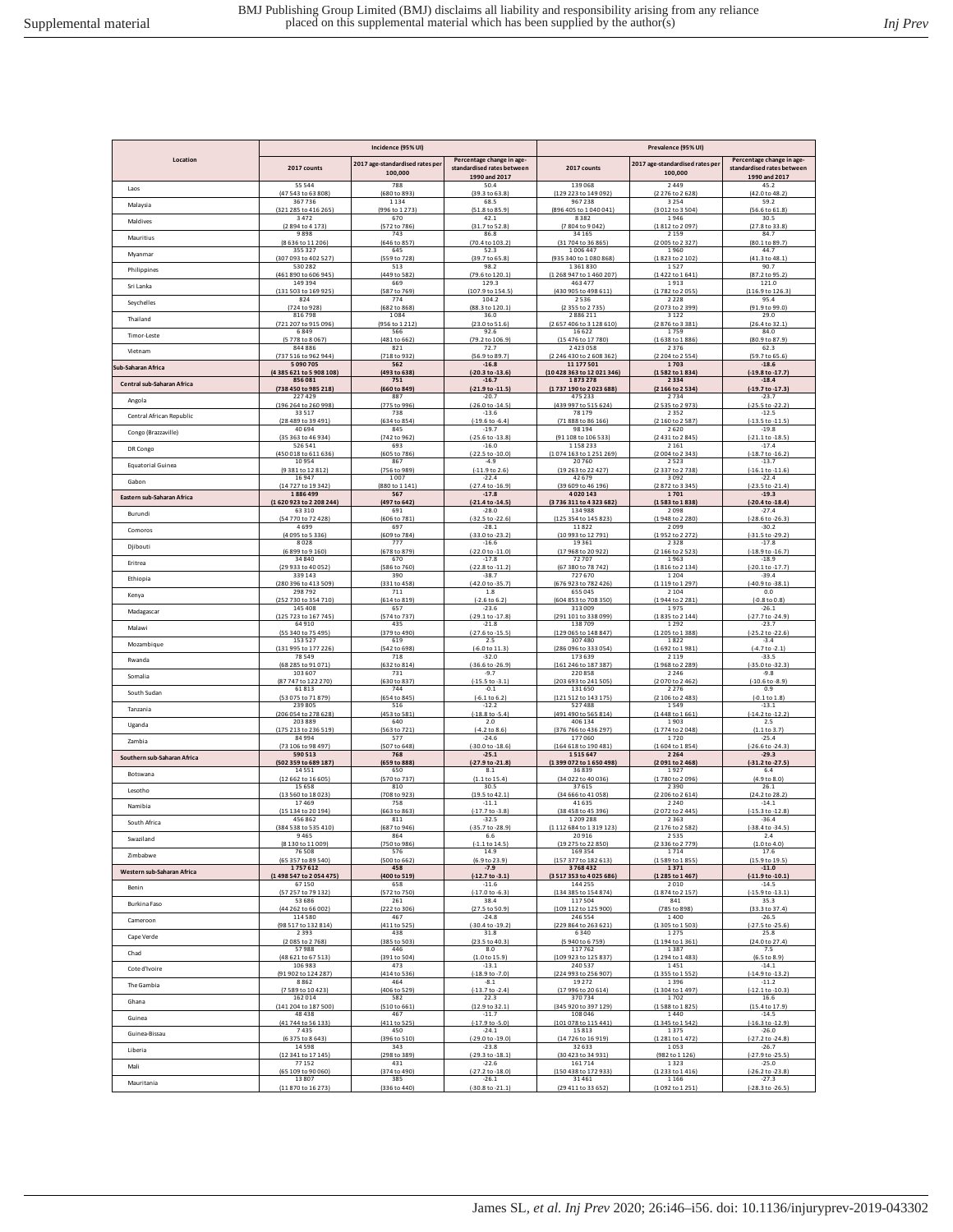| Location | Incidence (95% UI) | | | Prevalence (95% UI) | | |
|---|---|---|---|---|---|---|
| | 2017 counts | 2017 age-standardised rates per 100,000 | Percentage change in age-standardised rates between 1990 and 2017 | 2017 counts | 2017 age-standardised rates per 100,000 | Percentage change in age-standardised rates between 1990 and 2017 |
| Laos | 55 544 (47 543 to 63 808) | 788 (680 to 893) | 50.4 (39.3 to 63.8) | 139 068 (129 223 to 149 092) | 2 449 (2 276 to 2 628) | 45.2 (42.0 to 48.2) |
| Malaysia | 367 736 (321 285 to 416 265) | 1 134 (996 to 1 273) | 68.5 (51.8 to 85.9) | 967 238 (896 405 to 1 040 041) | 3 254 (3 012 to 3 504) | 59.2 (56.6 to 61.8) |
| Maldives | 3 472 (2 894 to 4 173) | 670 (572 to 786) | 42.1 (31.7 to 52.8) | 8 382 (7 804 to 9 042) | 1 946 (1 812 to 2 097) | 30.5 (27.8 to 33.8) |
| Mauritius | 9 898 (8 636 to 11 206) | 743 (646 to 857) | 86.8 (70.4 to 103.2) | 34 165 (31 704 to 36 865) | 2 159 (2 005 to 2 327) | 84.7 (80.1 to 89.7) |
| Myanmar | 355 327 (307 093 to 402 527) | 645 (559 to 728) | 52.3 (39.7 to 65.8) | 1 006 447 (935 340 to 1 080 868) | 1 960 (1 823 to 2 102) | 44.7 (41.3 to 48.1) |
| Philippines | 530 282 (461 890 to 606 945) | 513 (449 to 582) | 98.2 (79.6 to 120.1) | 1 361 830 (1 268 947 to 1 460 207) | 1 527 (1 422 to 1 641) | 90.7 (87.2 to 95.2) |
| Sri Lanka | 149 394 (131 503 to 169 925) | 669 (587 to 769) | 129.3 (107.9 to 154.5) | 463 477 (430 905 to 498 611) | 1 913 (1 782 to 2 055) | 121.0 (116.9 to 126.3) |
| Seychelles | 824 (724 to 928) | 774 (682 to 868) | 104.2 (88.3 to 120.1) | 2 536 (2 355 to 2 735) | 2 228 (2 073 to 2 399) | 95.4 (91.9 to 99.0) |
| Thailand | 816 798 (721 207 to 915 096) | 1 084 (956 to 1 212) | 36.0 (23.0 to 51.6) | 2 886 211 (2 657 406 to 3 128 610) | 3 122 (2 876 to 3 381) | 29.0 (26.4 to 32.1) |
| Timor-Leste | 6 849 (5 778 to 8 067) | 566 (481 to 662) | 92.6 (79.2 to 106.9) | 16 622 (15 476 to 17 780) | 1 759 (1 638 to 1 886) | 84.0 (80.9 to 87.9) |
| Vietnam | 844 886 (737 516 to 962 944) | 821 (718 to 932) | 72.7 (56.9 to 89.7) | 2 423 058 (2 246 430 to 2 608 362) | 2 376 (2 204 to 2 554) | 62.3 (59.7 to 65.6) |
| **Sub-Saharan Africa** | **5 090 705 (4 385 621 to 5 908 108)** | **562 (493 to 638)** | **-16.8 (-20.3 to -13.6)** | **11 177 501 (10 428 363 to 12 021 346)** | **1 703 (1 582 to 1 834)** | **-18.6 (-19.8 to -17.7)** |
| **Central sub-Saharan Africa** | **856 081 (738 450 to 985 218)** | **751 (660 to 849)** | **-16.7 (-21.9 to -11.5)** | **1 873 278 (1 737 190 to 2 023 688)** | **2 334 (2 166 to 2 534)** | **-18.4 (-19.7 to -17.3)** |
| Angola | 227 429 (196 264 to 260 998) | 887 (775 to 996) | -20.7 (-26.0 to -14.5) | 475 233 (439 997 to 515 624) | 2 734 (2 535 to 2 973) | -23.7 (-25.5 to -22.2) |
| Central African Republic | 33 517 (28 489 to 39 491) | 738 (634 to 854) | -13.6 (-19.6 to -6.4) | 78 179 (71 888 to 86 166) | 2 352 (2 160 to 2 587) | -12.5 (-13.5 to -11.5) |
| Congo (Brazzaville) | 40 694 (35 363 to 46 934) | 845 (742 to 962) | -19.7 (-25.6 to -13.8) | 98 194 (91 108 to 106 533) | 2 620 (2 431 to 2 845) | -19.8 (-21.1 to -18.5) |
| DR Congo | 526 541 (450 018 to 611 636) | 693 (605 to 786) | -16.0 (-22.5 to -10.0) | 1 158 233 (1 074 163 to 1 251 269) | 2 161 (2 004 to 2 343) | -17.4 (-18.7 to -16.2) |
| Equatorial Guinea | 10 954 (9 381 to 12 812) | 867 (756 to 989) | -4.9 (-11.9 to 2.6) | 20 760 (19 263 to 22 427) | 2 523 (2 337 to 2 738) | -13.7 (-16.1 to -11.6) |
| Gabon | 16 947 (14 727 to 19 342) | 1 007 (880 to 1 141) | -22.4 (-27.4 to -16.9) | 42 679 (39 609 to 46 196) | 3 092 (2 872 to 3 345) | -22.4 (-23.5 to -21.4) |
| **Eastern sub-Saharan Africa** | **1 886 499 (1 620 923 to 2 208 244)** | **567 (497 to 642)** | **-17.8 (-21.4 to -14.5)** | **4 020 143 (3 736 311 to 4 323 682)** | **1 701 (1 583 to 1 838)** | **-19.3 (-20.4 to -18.4)** |
| Burundi | 63 310 (54 770 to 72 428) | 691 (606 to 781) | -28.0 (-32.5 to -22.6) | 134 988 (125 354 to 145 823) | 2 098 (1 948 to 2 280) | -27.4 (-28.6 to -26.3) |
| Comoros | 4 699 (4 095 to 5 336) | 697 (609 to 784) | -28.1 (-33.0 to -23.2) | 11 822 (10 993 to 12 791) | 2 099 (1 952 to 2 272) | -30.2 (-31.5 to -29.2) |
| Djibouti | 8 028 (6 899 to 9 160) | 777 (678 to 879) | -16.6 (-22.0 to -11.0) | 19 361 (17 968 to 20 922) | 2 328 (2 166 to 2 523) | -17.8 (-18.9 to -16.7) |
| Eritrea | 34 840 (29 933 to 40 052) | 670 (586 to 760) | -17.8 (-22.8 to -11.2) | 72 707 (67 380 to 78 742) | 1 963 (1 816 to 2 134) | -18.9 (-20.1 to -17.7) |
| Ethiopia | 339 143 (280 396 to 413 509) | 390 (331 to 458) | -38.7 (-42.0 to -35.7) | 727 670 (676 923 to 782 426) | 1 204 (1 119 to 1 297) | -39.4 (-40.9 to -38.1) |
| Kenya | 298 792 (252 730 to 354 710) | 711 (614 to 819) | 1.8 (-2.6 to 6.2) | 655 045 (604 853 to 708 350) | 2 104 (1 944 to 2 281) | 0.0 (-0.8 to 0.8) |
| Madagascar | 145 408 (125 723 to 167 745) | 657 (574 to 737) | -23.6 (-29.1 to -17.8) | 313 009 (291 101 to 338 099) | 1 975 (1 835 to 2 144) | -26.1 (-27.7 to -24.9) |
| Malawi | 64 910 (55 340 to 75 495) | 435 (379 to 490) | -21.8 (-27.6 to -15.5) | 138 709 (129 065 to 148 847) | 1 292 (1 205 to 1 388) | -23.7 (-25.2 to -22.6) |
| Mozambique | 153 527 (131 995 to 177 226) | 619 (542 to 698) | 2.5 (-6.0 to 11.3) | 307 480 (286 096 to 333 054) | 1 822 (1 692 to 1 981) | -3.4 (-4.7 to -2.1) |
| Rwanda | 78 549 (68 285 to 91 071) | 718 (632 to 814) | -32.0 (-36.6 to -26.9) | 173 639 (161 246 to 187 387) | 2 119 (1 968 to 2 289) | -33.5 (-35.0 to -32.3) |
| Somalia | 103 607 (87 747 to 122 270) | 731 (630 to 837) | -9.7 (-15.5 to -3.1) | 220 858 (203 693 to 241 505) | 2 246 (2 070 to 2 462) | -9.8 (-10.6 to -8.9) |
| South Sudan | 61 813 (53 075 to 71 879) | 744 (654 to 845) | -0.1 (-6.1 to 6.2) | 131 650 (121 512 to 143 175) | 2 276 (2 106 to 2 483) | 0.9 (-0.1 to 1.8) |
| Tanzania | 239 805 (206 054 to 278 628) | 516 (453 to 581) | -12.2 (-18.8 to -5.4) | 527 488 (491 490 to 565 814) | 1 549 (1 448 to 1 661) | -13.1 (-14.2 to -12.2) |
| Uganda | 203 889 (175 213 to 236 519) | 640 (563 to 721) | 2.0 (-4.2 to 8.6) | 406 134 (376 766 to 436 297) | 1 903 (1 774 to 2 048) | 2.5 (1.1 to 3.7) |
| Zambia | 84 994 (73 106 to 98 497) | 577 (507 to 648) | -24.6 (-30.0 to -18.6) | 177 060 (164 618 to 190 481) | 1 720 (1 604 to 1 854) | -25.4 (-26.6 to -24.3) |
| **Southern sub-Saharan Africa** | **590 513 (502 359 to 689 187)** | **768 (659 to 888)** | **-25.1 (-27.9 to -21.8)** | **1 515 647 (1 399 072 to 1 650 498)** | **2 264 (2 091 to 2 468)** | **-29.3 (-31.2 to -27.5)** |
| Botswana | 14 551 (12 662 to 16 605) | 650 (570 to 737) | 8.1 (1.1 to 15.4) | 36 839 (34 022 to 40 036) | 1 927 (1 780 to 2 096) | 6.4 (4.9 to 8.0) |
| Lesotho | 15 658 (13 560 to 18 023) | 810 (708 to 923) | 30.5 (19.5 to 42.1) | 37 615 (34 666 to 41 058) | 2 390 (2 206 to 2 614) | 26.1 (24.2 to 28.2) |
| Namibia | 17 469 (15 134 to 20 194) | 758 (663 to 863) | -11.1 (-17.7 to -3.8) | 41 635 (38 458 to 45 396) | 2 240 (2 072 to 2 445) | -14.1 (-15.3 to -12.8) |
| South Africa | 456 862 (384 538 to 535 410) | 811 (687 to 946) | -32.5 (-35.7 to -28.9) | 1 209 288 (1 112 684 to 1 319 123) | 2 363 (2 176 to 2 582) | -36.4 (-38.4 to -34.5) |
| Swaziland | 9 465 (8 130 to 11 009) | 864 (750 to 986) | 6.6 (-1.1 to 14.5) | 20 916 (19 275 to 22 850) | 2 535 (2 336 to 2 779) | 2.4 (1.0 to 4.0) |
| Zimbabwe | 76 508 (65 357 to 89 540) | 576 (500 to 662) | 14.9 (6.9 to 23.9) | 169 354 (157 377 to 182 613) | 1 714 (1 589 to 1 855) | 17.6 (15.9 to 19.5) |
| **Western sub-Saharan Africa** | **1 757 612 (1 498 547 to 2 054 475)** | **458 (400 to 519)** | **-7.9 (-12.7 to -3.1)** | **3 768 432 (3 517 353 to 4 025 686)** | **1 371 (1 285 to 1 467)** | **-11.0 (-11.9 to -10.1)** |
| Benin | 67 150 (57 257 to 79 132) | 658 (572 to 750) | -11.6 (-17.0 to -6.3) | 144 255 (134 385 to 154 874) | 2 010 (1 874 to 2 157) | -14.5 (-15.9 to -13.1) |
| Burkina Faso | 53 686 (44 262 to 66 002) | 261 (222 to 306) | 38.4 (27.5 to 50.9) | 117 504 (109 112 to 125 900) | 841 (785 to 898) | 35.3 (33.3 to 37.4) |
| Cameroon | 114 580 (98 517 to 132 814) | 467 (411 to 525) | -24.8 (-30.4 to -19.2) | 246 554 (229 864 to 263 621) | 1 400 (1 305 to 1 503) | -26.5 (-27.5 to -25.6) |
| Cape Verde | 2 393 (2 085 to 2 768) | 438 (385 to 503) | 31.8 (23.5 to 40.3) | 6 340 (5 940 to 6 759) | 1 275 (1 194 to 1 361) | 25.8 (24.0 to 27.4) |
| Chad | 57 988 (48 621 to 67 513) | 446 (391 to 504) | 8.0 (1.0 to 15.9) | 117 762 (109 923 to 125 837) | 1 387 (1 294 to 1 483) | 7.5 (6.5 to 8.9) |
| Cote d'Ivoire | 106 983 (91 902 to 124 287) | 473 (414 to 536) | -13.1 (-18.9 to -7.0) | 240 537 (224 993 to 256 907) | 1 451 (1 355 to 1 552) | -14.1 (-14.9 to -13.2) |
| The Gambia | 8 862 (7 589 to 10 423) | 464 (406 to 529) | -8.1 (-13.7 to -2.4) | 19 272 (17 996 to 20 614) | 1 396 (1 304 to 1 497) | -11.2 (-12.1 to -10.3) |
| Ghana | 162 014 (141 204 to 187 500) | 582 (510 to 661) | 22.3 (12.9 to 32.1) | 370 734 (345 920 to 397 129) | 1 702 (1 588 to 1 825) | 16.6 (15.4 to 17.9) |
| Guinea | 48 438 (41 744 to 56 133) | 467 (411 to 525) | -11.7 (-17.9 to -5.0) | 108 046 (101 078 to 115 441) | 1 440 (1 345 to 1 542) | -14.5 (-16.3 to -12.9) |
| Guinea-Bissau | 7 435 (6 375 to 8 643) | 450 (396 to 510) | -24.1 (-29.0 to -19.0) | 15 813 (14 726 to 16 919) | 1 375 (1 281 to 1 472) | -26.0 (-27.2 to -24.8) |
| Liberia | 14 598 (12 341 to 17 145) | 343 (298 to 389) | -23.8 (-29.3 to -18.1) | 32 633 (30 423 to 34 931) | 1 053 (982 to 1 126) | -26.7 (-27.9 to -25.5) |
| Mali | 77 152 (65 109 to 90 060) | 431 (374 to 490) | -22.6 (-27.2 to -18.0) | 161 714 (150 438 to 172 933) | 1 323 (1 233 to 1 416) | -25.0 (-26.2 to -23.8) |
| Mauritania | 13 807 (11 870 to 16 273) | 385 (336 to 440) | -26.1 (-30.8 to -21.1) | 31 461 (29 411 to 33 652) | 1 166 (1 092 to 1 251) | -27.3 (-28.3 to -26.5) |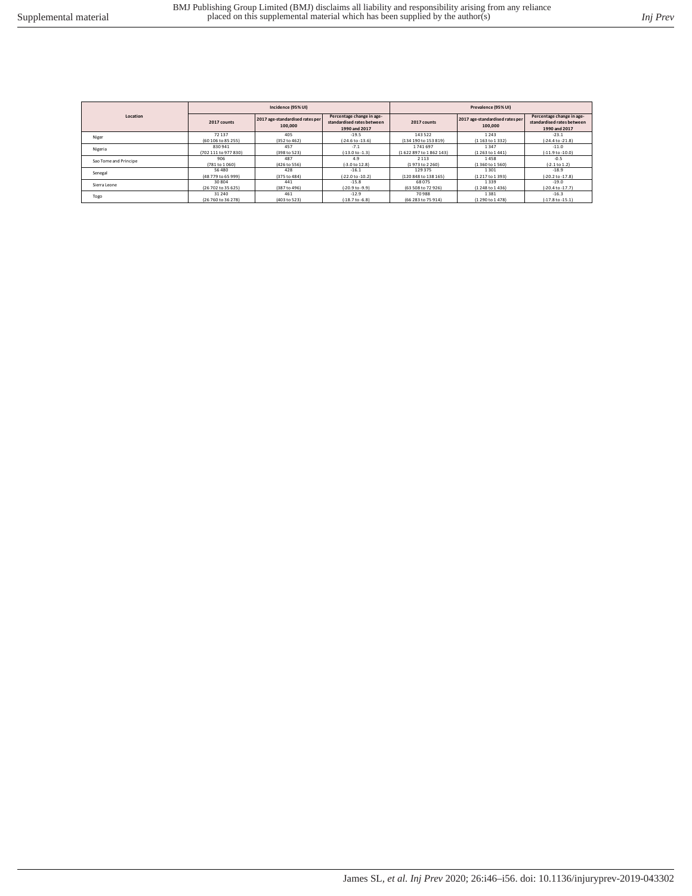| Location | Incidence (95% UI) | | | Prevalence (95% UI) | | |
|---|---|---|---|---|---|---|
| | 2017 counts | 2017 age-standardised rates per 100,000 | Percentage change in age-standardised rates between 1990 and 2017 | 2017 counts | 2017 age-standardised rates per 100,000 | Percentage change in age-standardised rates between 1990 and 2017 |
| Niger | 72 137<br>(60 106 to 85 255) | 405<br>(352 to 462) | -19.5<br>(-24.6 to -13.6) | 143 522<br>(134 190 to 153 819) | 1 243<br>(1 163 to 1 332) | -23.1<br>(-24.4 to -21.8) |
| Nigeria | 830 941<br>(702 111 to 977 830) | 457<br>(398 to 523) | -7.1<br>(-13.0 to -1.3) | 1 741 697<br>(1 622 897 to 1 862 143) | 1 347<br>(1 263 to 1 441) | -11.0<br>(-11.9 to -10.0) |
| Sao Tome and Principe | 906<br>(781 to 1 060) | 487<br>(426 to 556) | 4.9<br>(-3.0 to 12.8) | 2 113<br>(1 973 to 2 260) | 1 458<br>(1 360 to 1 560) | -0.5<br>(-2.1 to 1.2) |
| Senegal | 56 480<br>(48 779 to 65 999) | 428<br>(375 to 484) | -16.1<br>(-22.0 to -10.2) | 129 375<br>(120 848 to 138 165) | 1 301<br>(1 217 to 1 393) | -18.9<br>(-20.2 to -17.8) |
| Sierra Leone | 30 804<br>(26 702 to 35 625) | 441<br>(387 to 496) | -15.8<br>(-20.9 to -9.9) | 68 075<br>(63 508 to 72 926) | 1 339<br>(1 248 to 1 436) | -19.0<br>(-20.4 to -17.7) |
| Togo | 31 240<br>(26 760 to 36 278) | 461<br>(403 to 523) | -12.9<br>(-18.7 to -6.8) | 70 988<br>(66 283 to 75 914) | 1 381<br>(1 290 to 1 478) | -16.3<br>(-17.8 to -15.1) |